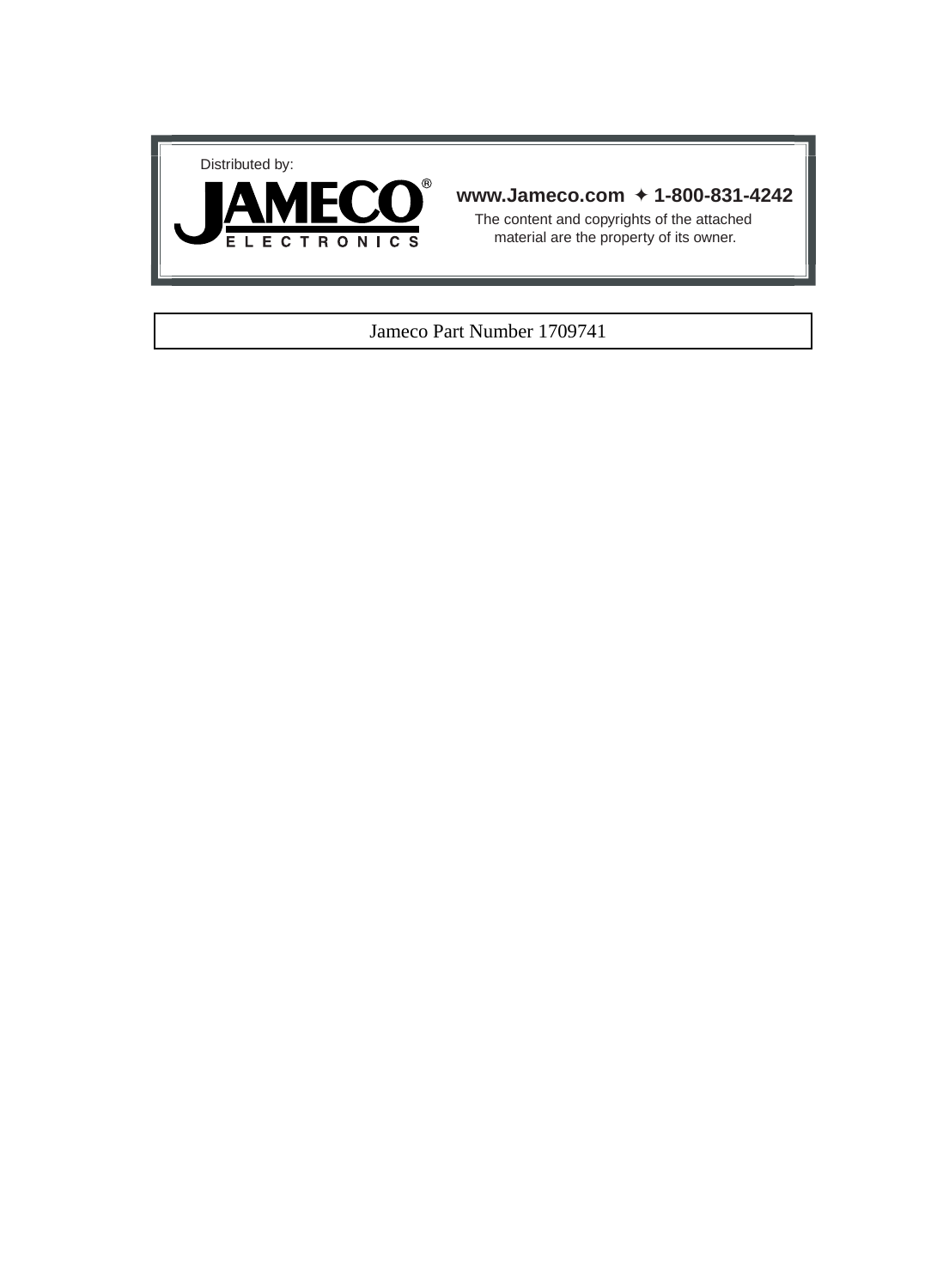Distributed by:

JAMECO® ELECTRONICS

**www.Jameco.com ✦ 1-800-831-4242**

The content and copyrights of the attached material are the property of its owner.

Jameco Part Number 1709741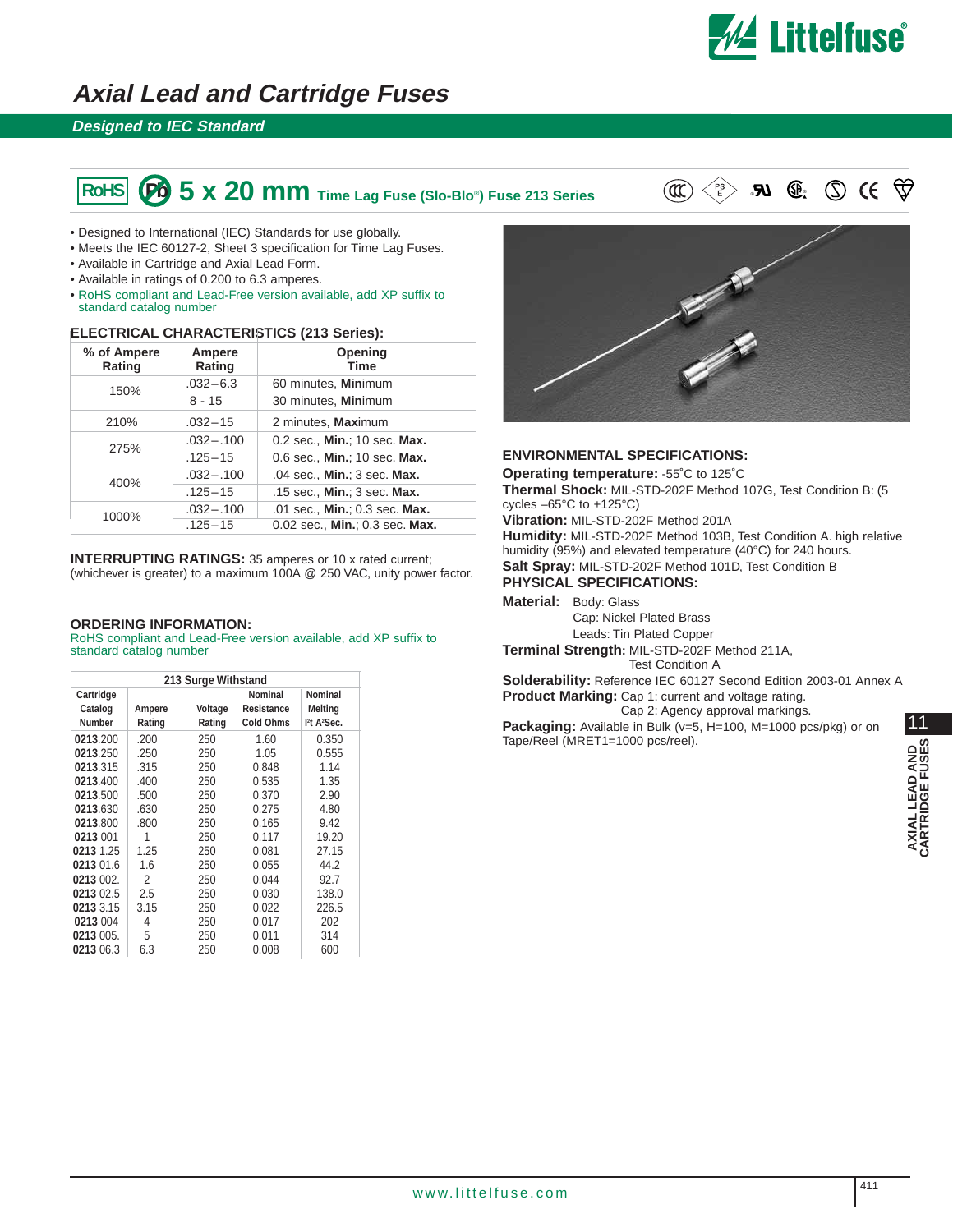# Axial Lead and Cartridge Fuses

**Designed to IEC Standard**

## 5 x 20 mm Time Lag Fuse (Slo-Blo®) Fuse 213 Series

- Designed to International (IEC) Standards for use globally.
- Meets the IEC 60127-2, Sheet 3 specification for Time Lag Fuses.
- Available in Cartridge and Axial Lead Form.
- Available in ratings of 0.200 to 6.3 amperes.
- RoHS compliant and Lead-Free version available, add XP suffix to standard catalog number

### ELECTRICAL CHARACTERISTICS (213 Series):

| % of Ampere Rating | Ampere Rating | Opening Time |
|---|---|---|
| 150% | .032–6.3 | 60 minutes, **Min**imum |
| | 8 - 15 | 30 minutes, **Min**imum |
| 210% | .032–15 | 2 minutes, **Max**imum |
| 275% | .032–.100 | 0.2 sec., **Min.**; 10 sec. **Max.** |
| | .125–15 | 0.6 sec., **Min.**; 10 sec. **Max.** |
| 400% | .032–.100 | .04 sec., **Min.**; 3 sec. **Max.** |
| | .125–15 | .15 sec., **Min.**; 3 sec. **Max.** |
| 1000% | .032–.100 | .01 sec., **Min.**; 0.3 sec. **Max.** |
| | .125–15 | 0.02 sec., **Min.**; 0.3 sec. **Max.** |

**INTERRUPTING RATINGS:** 35 amperes or 10 x rated current; (whichever is greater) to a maximum 100A @ 250 VAC, unity power factor.

### ORDERING INFORMATION:

RoHS compliant and Lead-Free version available, add XP suffix to standard catalog number

| 213 Surge Withstand | | | | |
|---|---|---|---|---|
| Cartridge Catalog Number | Ampere Rating | Voltage Rating | Nominal Resistance Cold Ohms | Nominal Melting $I^2t$ $A^2$Sec. |
| **0213**.200 | .200 | 250 | 1.60 | 0.350 |
| **0213**.250 | .250 | 250 | 1.05 | 0.555 |
| **0213**.315 | .315 | 250 | 0.848 | 1.14 |
| **0213**.400 | .400 | 250 | 0.535 | 1.35 |
| **0213**.500 | .500 | 250 | 0.370 | 2.90 |
| **0213**.630 | .630 | 250 | 0.275 | 4.80 |
| **0213**.800 | .800 | 250 | 0.165 | 9.42 |
| **0213** 001 | 1 | 250 | 0.117 | 19.20 |
| **0213** 1.25 | 1.25 | 250 | 0.081 | 27.15 |
| **0213** 01.6 | 1.6 | 250 | 0.055 | 44.2 |
| **0213** 002. | 2 | 250 | 0.044 | 92.7 |
| **0213** 02.5 | 2.5 | 250 | 0.030 | 138.0 |
| **0213** 3.15 | 3.15 | 250 | 0.022 | 226.5 |
| **0213** 004 | 4 | 250 | 0.017 | 202 |
| **0213** 005. | 5 | 250 | 0.011 | 314 |
| **0213** 06.3 | 6.3 | 250 | 0.008 | 600 |

### ENVIRONMENTAL SPECIFICATIONS:

**Operating temperature:** -55˚C to 125˚C

**Thermal Shock:** MIL-STD-202F Method 107G, Test Condition B: (5 cycles –65°C to +125°C)

**Vibration:** MIL-STD-202F Method 201A

**Humidity:** MIL-STD-202F Method 103B, Test Condition A. high relative humidity (95%) and elevated temperature (40°C) for 240 hours.

**Salt Spray:** MIL-STD-202F Method 101D, Test Condition B

### PHYSICAL SPECIFICATIONS:

**Material:** Body: Glass
Cap: Nickel Plated Brass
Leads: Tin Plated Copper

**Terminal Strength:** MIL-STD-202F Method 211A, Test Condition A

**Solderability:** Reference IEC 60127 Second Edition 2003-01 Annex A

**Product Marking:** Cap 1: current and voltage rating.
Cap 2: Agency approval markings.

**Packaging:** Available in Bulk (v=5, H=100, M=1000 pcs/pkg) or on Tape/Reel (MRET1=1000 pcs/reel).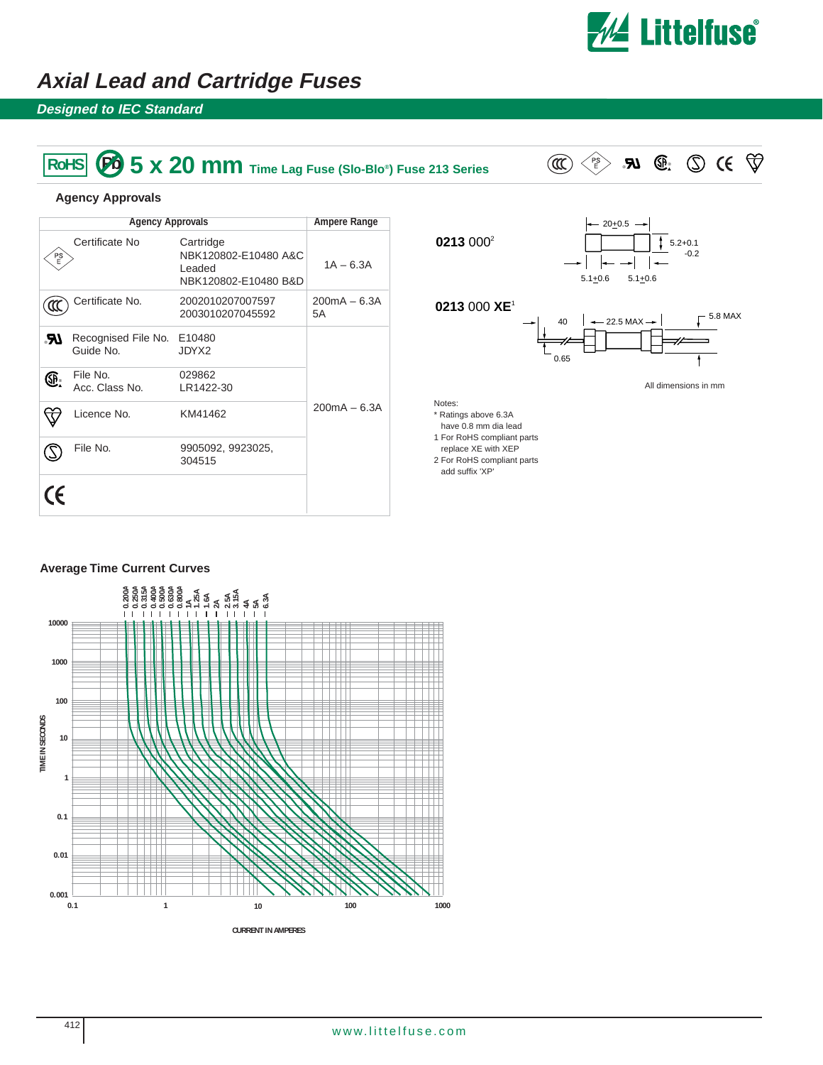# Axial Lead and Cartridge Fuses

## Designed to IEC Standard

## RoHS Pb 5 x 20 mm Time Lag Fuse (Slo-Blo®) Fuse 213 Series

### Agency Approvals

| Agency Approvals | | | Ampere Range |
|---|---|---|---|
| PSE | Certificate No | Cartridge NBK120802-E10480 A&C Leaded NBK120802-E10480 B&D | 1A – 6.3A |
| CCC | Certificate No. | 2002010207007597 2003010207045592 | 200mA – 6.3A 5A |
| UR | Recognised File No. Guide No. | E10480 JDYX2 | 200mA – 6.3A |
| CSA | File No. Acc. Class No. | 029862 LR1422-30 | |
| KEMA | Licence No. | KM41462 | |
| S | File No. | 9905092, 9923025, 304515 | |
| CE | | | |

**0213 000**[2]

20±0.5; 5.2+0.1 -0.2; 5.1±0.6; 5.1±0.6

**0213 000 XE**[1]

40; 22.5 MAX; 5.8 MAX; 0.65

All dimensions in mm

Notes:
* Ratings above 6.3A have 0.8 mm dia lead
1 For RoHS compliant parts replace XE with XEP
2 For RoHS compliant parts add suffix 'XP'

### Average Time Current Curves

Curves: 0.200A, 0.250A, 0.315A, 0.400A, 0.500A, 0.630A, 0.800A, 1A, 1.25A, 1.6A, 2A, 2.5A, 3.15A, 4A, 5A, 6.3A

TIME IN SECONDS (0.001 – 10000) vs. CURRENT IN AMPERES (0.1 – 1000)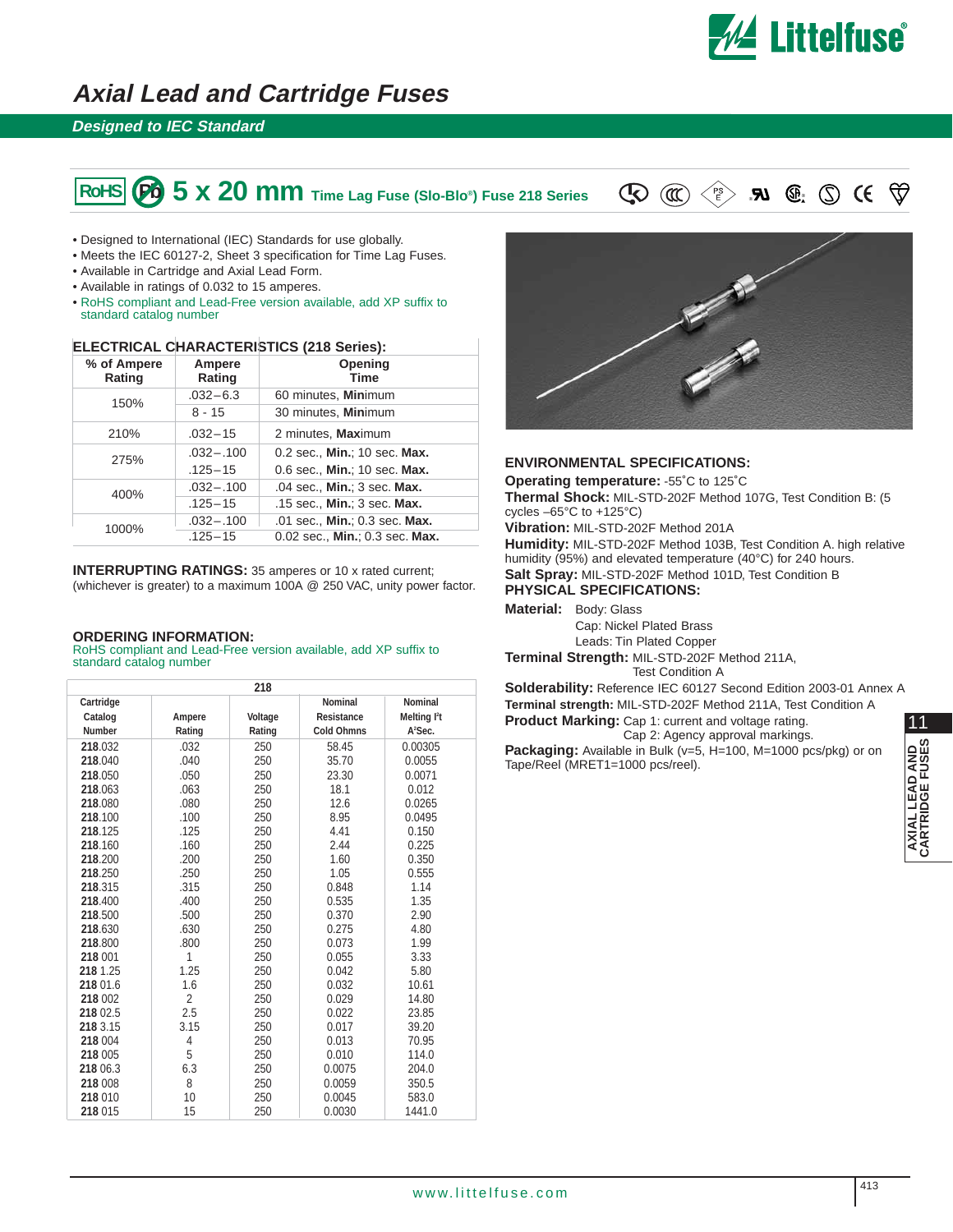# Axial Lead and Cartridge Fuses

## Designed to IEC Standard

### RoHS Pb 5 x 20 mm Time Lag Fuse (Slo-Blo®) Fuse 218 Series

- Designed to International (IEC) Standards for use globally.
- Meets the IEC 60127-2, Sheet 3 specification for Time Lag Fuses.
- Available in Cartridge and Axial Lead Form.
- Available in ratings of 0.032 to 15 amperes.
- RoHS compliant and Lead-Free version available, add XP suffix to standard catalog number

**ELECTRICAL CHARACTERISTICS (218 Series):**

| % of Ampere Rating | Ampere Rating | Opening Time |
|---|---|---|
| 150% | .032–6.3 | 60 minutes, **Min**imum |
| | 8 - 15 | 30 minutes, **Min**imum |
| 210% | .032–15 | 2 minutes, **Max**imum |
| 275% | .032–.100 | 0.2 sec., **Min.**; 10 sec. **Max.** |
| | .125–15 | 0.6 sec., **Min.**; 10 sec. **Max.** |
| 400% | .032–.100 | .04 sec., **Min.**; 3 sec. **Max.** |
| | .125–15 | .15 sec., **Min.**; 3 sec. **Max.** |
| 1000% | .032–.100 | .01 sec., **Min.**; 0.3 sec. **Max.** |
| | .125–15 | 0.02 sec., **Min.**; 0.3 sec. **Max.** |

**INTERRUPTING RATINGS:** 35 amperes or 10 x rated current; (whichever is greater) to a maximum 100A @ 250 VAC, unity power factor.

**ORDERING INFORMATION:**
RoHS compliant and Lead-Free version available, add XP suffix to standard catalog number

| Cartridge Catalog Number (218) | Ampere Rating | Voltage Rating | Nominal Resistance Cold Ohms | Nominal Melting I²t A²Sec. |
|---|---|---|---|---|
| **218**.032 | .032 | 250 | 58.45 | 0.00305 |
| **218**.040 | .040 | 250 | 35.70 | 0.0055 |
| **218**.050 | .050 | 250 | 23.30 | 0.0071 |
| **218**.063 | .063 | 250 | 18.1 | 0.012 |
| **218**.080 | .080 | 250 | 12.6 | 0.0265 |
| **218**.100 | .100 | 250 | 8.95 | 0.0495 |
| **218**.125 | .125 | 250 | 4.41 | 0.150 |
| **218**.160 | .160 | 250 | 2.44 | 0.225 |
| **218**.200 | .200 | 250 | 1.60 | 0.350 |
| **218**.250 | .250 | 250 | 1.05 | 0.555 |
| **218**.315 | .315 | 250 | 0.848 | 1.14 |
| **218**.400 | .400 | 250 | 0.535 | 1.35 |
| **218**.500 | .500 | 250 | 0.370 | 2.90 |
| **218**.630 | .630 | 250 | 0.275 | 4.80 |
| **218**.800 | .800 | 250 | 0.073 | 1.99 |
| **218** 001 | 1 | 250 | 0.055 | 3.33 |
| **218** 1.25 | 1.25 | 250 | 0.042 | 5.80 |
| **218** 01.6 | 1.6 | 250 | 0.032 | 10.61 |
| **218** 002 | 2 | 250 | 0.029 | 14.80 |
| **218** 02.5 | 2.5 | 250 | 0.022 | 23.85 |
| **218** 3.15 | 3.15 | 250 | 0.017 | 39.20 |
| **218** 004 | 4 | 250 | 0.013 | 70.95 |
| **218** 005 | 5 | 250 | 0.010 | 114.0 |
| **218** 06.3 | 6.3 | 250 | 0.0075 | 204.0 |
| **218** 008 | 8 | 250 | 0.0059 | 350.5 |
| **218** 010 | 10 | 250 | 0.0045 | 583.0 |
| **218** 015 | 15 | 250 | 0.0030 | 1441.0 |

**ENVIRONMENTAL SPECIFICATIONS:**

**Operating temperature:** -55˚C to 125˚C
**Thermal Shock:** MIL-STD-202F Method 107G, Test Condition B: (5 cycles –65°C to +125°C)
**Vibration:** MIL-STD-202F Method 201A
**Humidity:** MIL-STD-202F Method 103B, Test Condition A. high relative humidity (95%) and elevated temperature (40°C) for 240 hours.
**Salt Spray:** MIL-STD-202F Method 101D, Test Condition B

**PHYSICAL SPECIFICATIONS:**

**Material:** Body: Glass
Cap: Nickel Plated Brass
Leads: Tin Plated Copper
**Terminal Strength:** MIL-STD-202F Method 211A, Test Condition A
**Solderability:** Reference IEC 60127 Second Edition 2003-01 Annex A
**Terminal strength:** MIL-STD-202F Method 211A, Test Condition A
**Product Marking:** Cap 1: current and voltage rating.
Cap 2: Agency approval markings.
**Packaging:** Available in Bulk (v=5, H=100, M=1000 pcs/pkg) or on Tape/Reel (MRET1=1000 pcs/reel).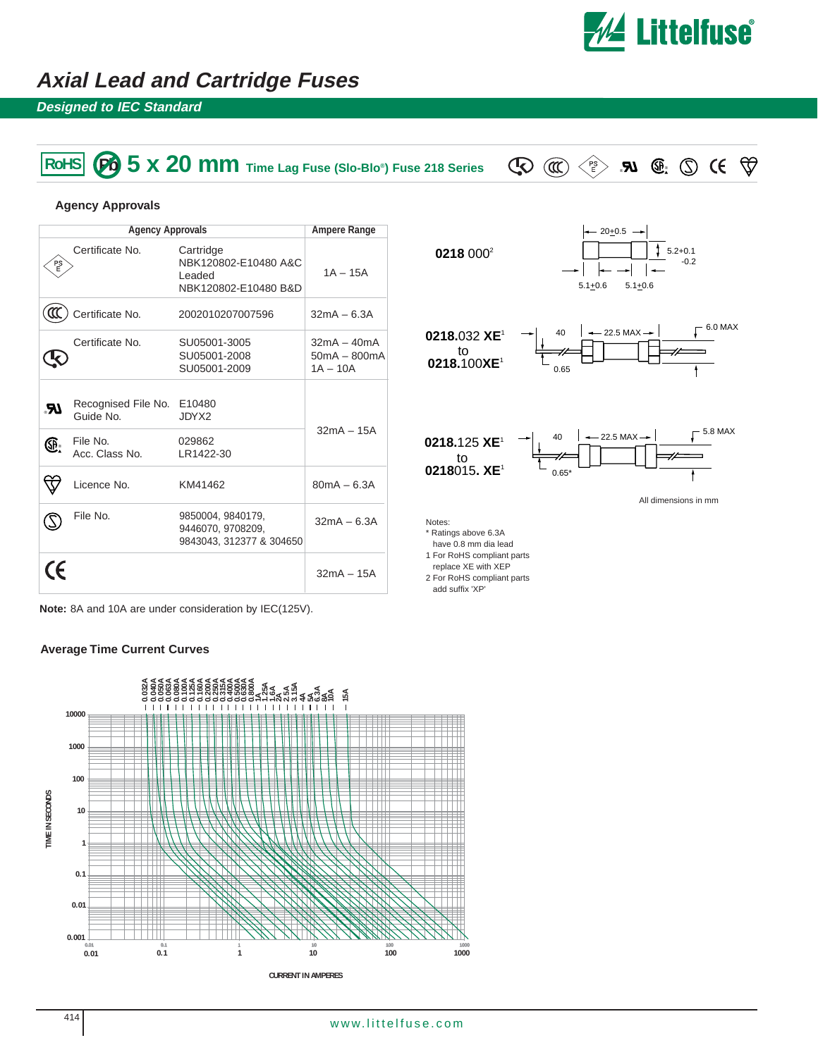# Axial Lead and Cartridge Fuses

## Designed to IEC Standard

RoHS **5 x 20 mm** Time Lag Fuse (Slo-Blo®) Fuse 218 Series

### Agency Approvals

| Agency Approvals | | | Ampere Range |
|---|---|---|---|
| PSE | Certificate No. | Cartridge NBK120802-E10480 A&C Leaded NBK120802-E10480 B&D | 1A – 15A |
| CCC | Certificate No. | 2002010207007596 | 32mA – 6.3A |
| KC | Certificate No. | SU05001-3005 SU05001-2008 SU05001-2009 | 32mA – 40mA 50mA – 800mA 1A – 10A |
| UR | Recognised File No. Guide No. | E10480 JDYX2 | 32mA – 15A |
| CSA | File No. Acc. Class No. | 029862 LR1422-30 | |
| VDE | Licence No. | KM41462 | 80mA – 6.3A |
| Semko | File No. | 9850004, 9840179, 9446070, 9708209, 9843043, 312377 & 304650 | 32mA – 6.3A |
| CE | | | 32mA – 15A |

**Note:** 8A and 10A are under consideration by IEC(125V).

**0218** 000[2]

20+0.5
5.2+0.1 -0.2
5.1+0.6
5.1+0.6

**0218**.032 **XE**[1] to **0218**.100**XE**[1]

40
22.5 MAX
6.0 MAX
0.65

**0218**.125 **XE**[1] to **0218**015. **XE**[1]

40
22.5 MAX
5.8 MAX
0.65*

All dimensions in mm

Notes:
* Ratings above 6.3A have 0.8 mm dia lead
1 For RoHS compliant parts replace XE with XEP
2 For RoHS compliant parts add suffix 'XP'

### Average Time Current Curves

0.032A 0.040A 0.050A 0.063A 0.080A 0.100A 0.125A 0.160A 0.200A 0.250A 0.315A 0.400A 0.500A 0.630A 0.800A 1A 1.25A 1.6A 2A 2.5A 3.15A 4A 5A 6.3A 8A 10A 15A

TIME IN SECONDS

10000
1000
100
10
1
0.1
0.01
0.001

CURRENT IN AMPERES

0.01
0.1
1
10
100
1000